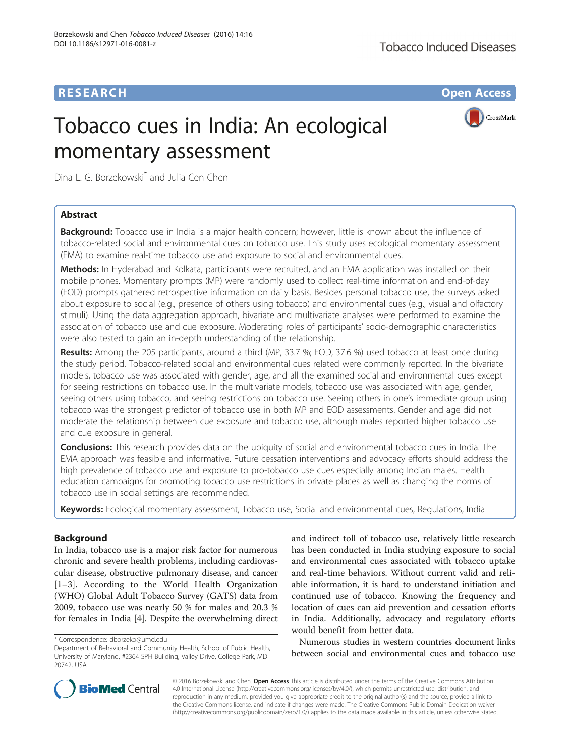**RESEARCH** **Open Access**

# Tobacco cues in India: An ecological momentary assessment

Dina L. G. Borzekowski* and Julia Cen Chen

## Abstract

**Background:** Tobacco use in India is a major health concern; however, little is known about the influence of tobacco-related social and environmental cues on tobacco use. This study uses ecological momentary assessment (EMA) to examine real-time tobacco use and exposure to social and environmental cues.

**Methods:** In Hyderabad and Kolkata, participants were recruited, and an EMA application was installed on their mobile phones. Momentary prompts (MP) were randomly used to collect real-time information and end-of-day (EOD) prompts gathered retrospective information on daily basis. Besides personal tobacco use, the surveys asked about exposure to social (e.g., presence of others using tobacco) and environmental cues (e.g., visual and olfactory stimuli). Using the data aggregation approach, bivariate and multivariate analyses were performed to examine the association of tobacco use and cue exposure. Moderating roles of participants' socio-demographic characteristics were also tested to gain an in-depth understanding of the relationship.

**Results:** Among the 205 participants, around a third (MP, 33.7 %; EOD, 37.6 %) used tobacco at least once during the study period. Tobacco-related social and environmental cues related were commonly reported. In the bivariate models, tobacco use was associated with gender, age, and all the examined social and environmental cues except for seeing restrictions on tobacco use. In the multivariate models, tobacco use was associated with age, gender, seeing others using tobacco, and seeing restrictions on tobacco use. Seeing others in one's immediate group using tobacco was the strongest predictor of tobacco use in both MP and EOD assessments. Gender and age did not moderate the relationship between cue exposure and tobacco use, although males reported higher tobacco use and cue exposure in general.

**Conclusions:** This research provides data on the ubiquity of social and environmental tobacco cues in India. The EMA approach was feasible and informative. Future cessation interventions and advocacy efforts should address the high prevalence of tobacco use and exposure to pro-tobacco use cues especially among Indian males. Health education campaigns for promoting tobacco use restrictions in private places as well as changing the norms of tobacco use in social settings are recommended.

**Keywords:** Ecological momentary assessment, Tobacco use, Social and environmental cues, Regulations, India

## Background

In India, tobacco use is a major risk factor for numerous chronic and severe health problems, including cardiovascular disease, obstructive pulmonary disease, and cancer [1–3]. According to the World Health Organization (WHO) Global Adult Tobacco Survey (GATS) data from 2009, tobacco use was nearly 50 % for males and 20.3 % for females in India [4]. Despite the overwhelming direct and indirect toll of tobacco use, relatively little research has been conducted in India studying exposure to social and environmental cues associated with tobacco uptake and real-time behaviors. Without current valid and reliable information, it is hard to understand initiation and continued use of tobacco. Knowing the frequency and location of cues can aid prevention and cessation efforts in India. Additionally, advocacy and regulatory efforts would benefit from better data.

Numerous studies in western countries document links between social and environmental cues and tobacco use

\* Correspondence: dborzeko@umd.edu
Department of Behavioral and Community Health, School of Public Health, University of Maryland, #2364 SPH Building, Valley Drive, College Park, MD 20742, USA

© 2016 Borzekowski and Chen. **Open Access** This article is distributed under the terms of the Creative Commons Attribution 4.0 International License (http://creativecommons.org/licenses/by/4.0/), which permits unrestricted use, distribution, and reproduction in any medium, provided you give appropriate credit to the original author(s) and the source, provide a link to the Creative Commons license, and indicate if changes were made. The Creative Commons Public Domain Dedication waiver (http://creativecommons.org/publicdomain/zero/1.0/) applies to the data made available in this article, unless otherwise stated.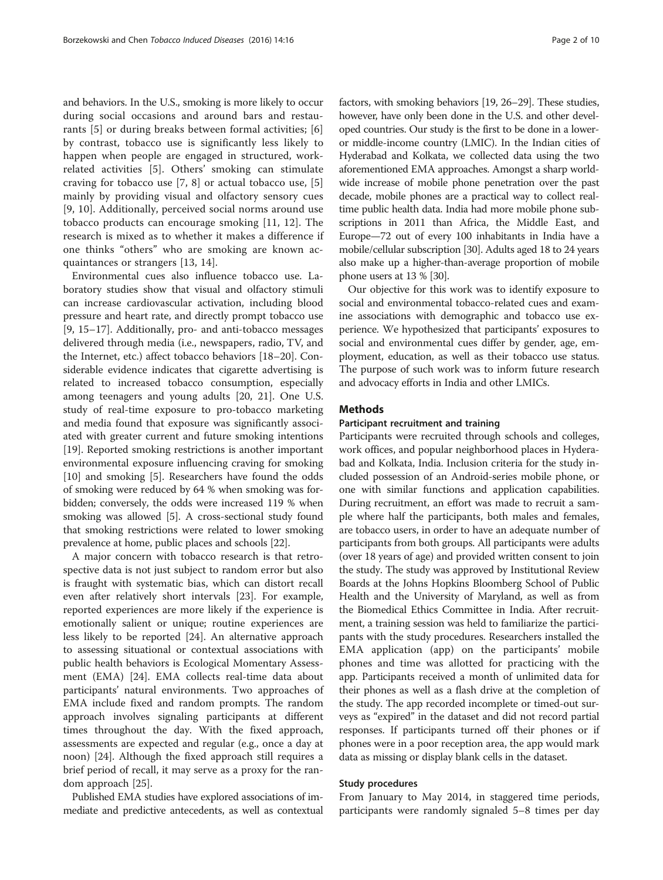and behaviors. In the U.S., smoking is more likely to occur during social occasions and around bars and restaurants [5] or during breaks between formal activities; [6] by contrast, tobacco use is significantly less likely to happen when people are engaged in structured, work-related activities [5]. Others' smoking can stimulate craving for tobacco use [7, 8] or actual tobacco use, [5] mainly by providing visual and olfactory sensory cues [9, 10]. Additionally, perceived social norms around use tobacco products can encourage smoking [11, 12]. The research is mixed as to whether it makes a difference if one thinks "others" who are smoking are known acquaintances or strangers [13, 14].

Environmental cues also influence tobacco use. Laboratory studies show that visual and olfactory stimuli can increase cardiovascular activation, including blood pressure and heart rate, and directly prompt tobacco use [9, 15–17]. Additionally, pro- and anti-tobacco messages delivered through media (i.e., newspapers, radio, TV, and the Internet, etc.) affect tobacco behaviors [18–20]. Considerable evidence indicates that cigarette advertising is related to increased tobacco consumption, especially among teenagers and young adults [20, 21]. One U.S. study of real-time exposure to pro-tobacco marketing and media found that exposure was significantly associated with greater current and future smoking intentions [19]. Reported smoking restrictions is another important environmental exposure influencing craving for smoking [10] and smoking [5]. Researchers have found the odds of smoking were reduced by 64 % when smoking was forbidden; conversely, the odds were increased 119 % when smoking was allowed [5]. A cross-sectional study found that smoking restrictions were related to lower smoking prevalence at home, public places and schools [22].

A major concern with tobacco research is that retrospective data is not just subject to random error but also is fraught with systematic bias, which can distort recall even after relatively short intervals [23]. For example, reported experiences are more likely if the experience is emotionally salient or unique; routine experiences are less likely to be reported [24]. An alternative approach to assessing situational or contextual associations with public health behaviors is Ecological Momentary Assessment (EMA) [24]. EMA collects real-time data about participants' natural environments. Two approaches of EMA include fixed and random prompts. The random approach involves signaling participants at different times throughout the day. With the fixed approach, assessments are expected and regular (e.g., once a day at noon) [24]. Although the fixed approach still requires a brief period of recall, it may serve as a proxy for the random approach [25].

Published EMA studies have explored associations of immediate and predictive antecedents, as well as contextual factors, with smoking behaviors [19, 26–29]. These studies, however, have only been done in the U.S. and other developed countries. Our study is the first to be done in a lower- or middle-income country (LMIC). In the Indian cities of Hyderabad and Kolkata, we collected data using the two aforementioned EMA approaches. Amongst a sharp worldwide increase of mobile phone penetration over the past decade, mobile phones are a practical way to collect real-time public health data. India had more mobile phone subscriptions in 2011 than Africa, the Middle East, and Europe—72 out of every 100 inhabitants in India have a mobile/cellular subscription [30]. Adults aged 18 to 24 years also make up a higher-than-average proportion of mobile phone users at 13 % [30].

Our objective for this work was to identify exposure to social and environmental tobacco-related cues and examine associations with demographic and tobacco use experience. We hypothesized that participants' exposures to social and environmental cues differ by gender, age, employment, education, as well as their tobacco use status. The purpose of such work was to inform future research and advocacy efforts in India and other LMICs.

## Methods

### Participant recruitment and training

Participants were recruited through schools and colleges, work offices, and popular neighborhood places in Hyderabad and Kolkata, India. Inclusion criteria for the study included possession of an Android-series mobile phone, or one with similar functions and application capabilities. During recruitment, an effort was made to recruit a sample where half the participants, both males and females, are tobacco users, in order to have an adequate number of participants from both groups. All participants were adults (over 18 years of age) and provided written consent to join the study. The study was approved by Institutional Review Boards at the Johns Hopkins Bloomberg School of Public Health and the University of Maryland, as well as from the Biomedical Ethics Committee in India. After recruitment, a training session was held to familiarize the participants with the study procedures. Researchers installed the EMA application (app) on the participants' mobile phones and time was allotted for practicing with the app. Participants received a month of unlimited data for their phones as well as a flash drive at the completion of the study. The app recorded incomplete or timed-out surveys as "expired" in the dataset and did not record partial responses. If participants turned off their phones or if phones were in a poor reception area, the app would mark data as missing or display blank cells in the dataset.

### Study procedures

From January to May 2014, in staggered time periods, participants were randomly signaled 5–8 times per day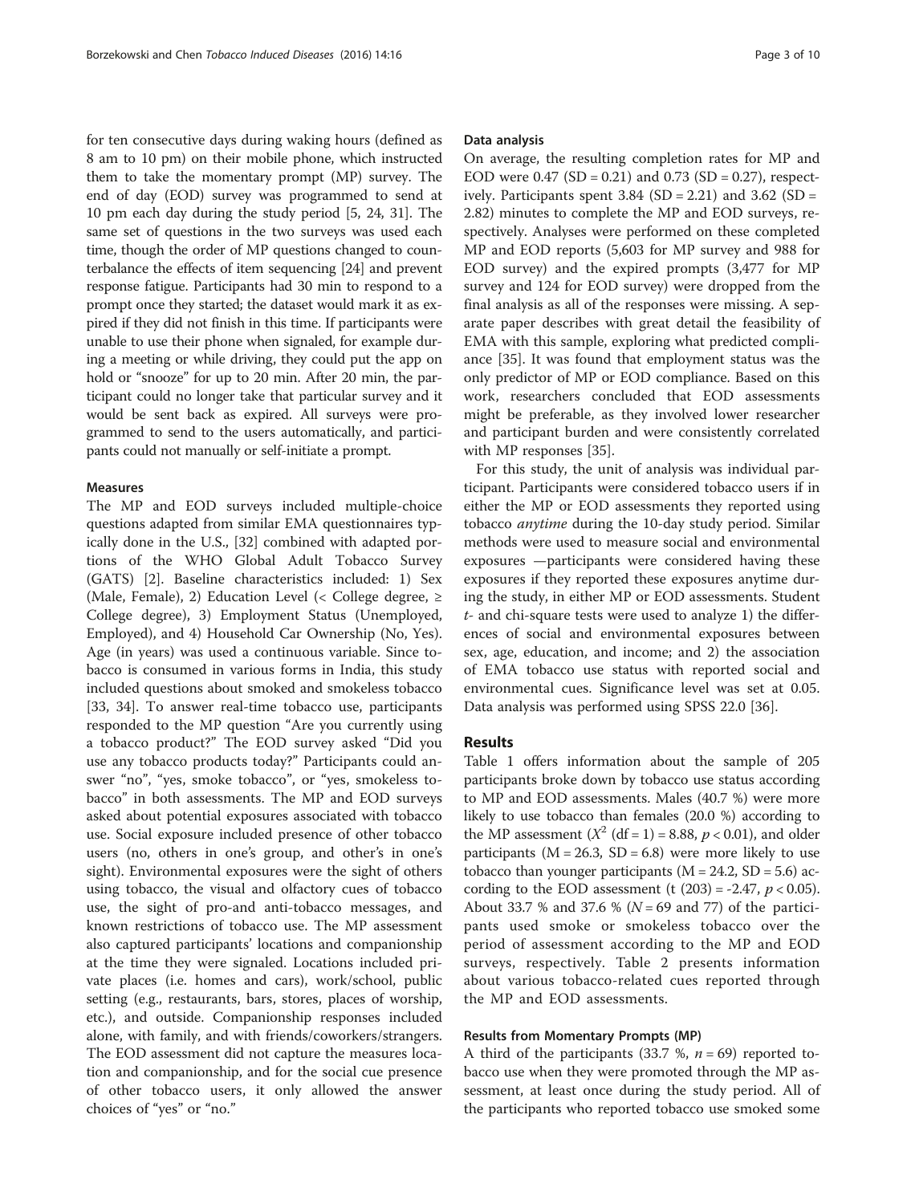for ten consecutive days during waking hours (defined as 8 am to 10 pm) on their mobile phone, which instructed them to take the momentary prompt (MP) survey. The end of day (EOD) survey was programmed to send at 10 pm each day during the study period [5, 24, 31]. The same set of questions in the two surveys was used each time, though the order of MP questions changed to counterbalance the effects of item sequencing [24] and prevent response fatigue. Participants had 30 min to respond to a prompt once they started; the dataset would mark it as expired if they did not finish in this time. If participants were unable to use their phone when signaled, for example during a meeting or while driving, they could put the app on hold or "snooze" for up to 20 min. After 20 min, the participant could no longer take that particular survey and it would be sent back as expired. All surveys were programmed to send to the users automatically, and participants could not manually or self-initiate a prompt.

### Measures

The MP and EOD surveys included multiple-choice questions adapted from similar EMA questionnaires typically done in the U.S., [32] combined with adapted portions of the WHO Global Adult Tobacco Survey (GATS) [2]. Baseline characteristics included: 1) Sex (Male, Female), 2) Education Level (< College degree, ≥ College degree), 3) Employment Status (Unemployed, Employed), and 4) Household Car Ownership (No, Yes). Age (in years) was used a continuous variable. Since tobacco is consumed in various forms in India, this study included questions about smoked and smokeless tobacco [33, 34]. To answer real-time tobacco use, participants responded to the MP question "Are you currently using a tobacco product?" The EOD survey asked "Did you use any tobacco products today?" Participants could answer "no", "yes, smoke tobacco", or "yes, smokeless tobacco" in both assessments. The MP and EOD surveys asked about potential exposures associated with tobacco use. Social exposure included presence of other tobacco users (no, others in one's group, and other's in one's sight). Environmental exposures were the sight of others using tobacco, the visual and olfactory cues of tobacco use, the sight of pro-and anti-tobacco messages, and known restrictions of tobacco use. The MP assessment also captured participants' locations and companionship at the time they were signaled. Locations included private places (i.e. homes and cars), work/school, public setting (e.g., restaurants, bars, stores, places of worship, etc.), and outside. Companionship responses included alone, with family, and with friends/coworkers/strangers. The EOD assessment did not capture the measures location and companionship, and for the social cue presence of other tobacco users, it only allowed the answer choices of "yes" or "no."

### Data analysis

On average, the resulting completion rates for MP and EOD were 0.47 (SD = 0.21) and 0.73 (SD = 0.27), respectively. Participants spent 3.84 (SD = 2.21) and 3.62 (SD = 2.82) minutes to complete the MP and EOD surveys, respectively. Analyses were performed on these completed MP and EOD reports (5,603 for MP survey and 988 for EOD survey) and the expired prompts (3,477 for MP survey and 124 for EOD survey) were dropped from the final analysis as all of the responses were missing. A separate paper describes with great detail the feasibility of EMA with this sample, exploring what predicted compliance [35]. It was found that employment status was the only predictor of MP or EOD compliance. Based on this work, researchers concluded that EOD assessments might be preferable, as they involved lower researcher and participant burden and were consistently correlated with MP responses [35].

For this study, the unit of analysis was individual participant. Participants were considered tobacco users if in either the MP or EOD assessments they reported using tobacco *anytime* during the 10-day study period. Similar methods were used to measure social and environmental exposures —participants were considered having these exposures if they reported these exposures anytime during the study, in either MP or EOD assessments. Student *t*- and chi-square tests were used to analyze 1) the differences of social and environmental exposures between sex, age, education, and income; and 2) the association of EMA tobacco use status with reported social and environmental cues. Significance level was set at 0.05. Data analysis was performed using SPSS 22.0 [36].

## Results

Table 1 offers information about the sample of 205 participants broke down by tobacco use status according to MP and EOD assessments. Males (40.7 %) were more likely to use tobacco than females (20.0 %) according to the MP assessment ($X^2$ (df = 1) = 8.88, $p < 0.01$), and older participants (M = 26.3, SD = 6.8) were more likely to use tobacco than younger participants (M = 24.2, SD = 5.6) according to the EOD assessment (t (203) = -2.47, $p < 0.05$). About 33.7 % and 37.6 % ($N = 69$ and 77) of the participants used smoke or smokeless tobacco over the period of assessment according to the MP and EOD surveys, respectively. Table 2 presents information about various tobacco-related cues reported through the MP and EOD assessments.

### Results from Momentary Prompts (MP)

A third of the participants (33.7 %, $n = 69$) reported tobacco use when they were promoted through the MP assessment, at least once during the study period. All of the participants who reported tobacco use smoked some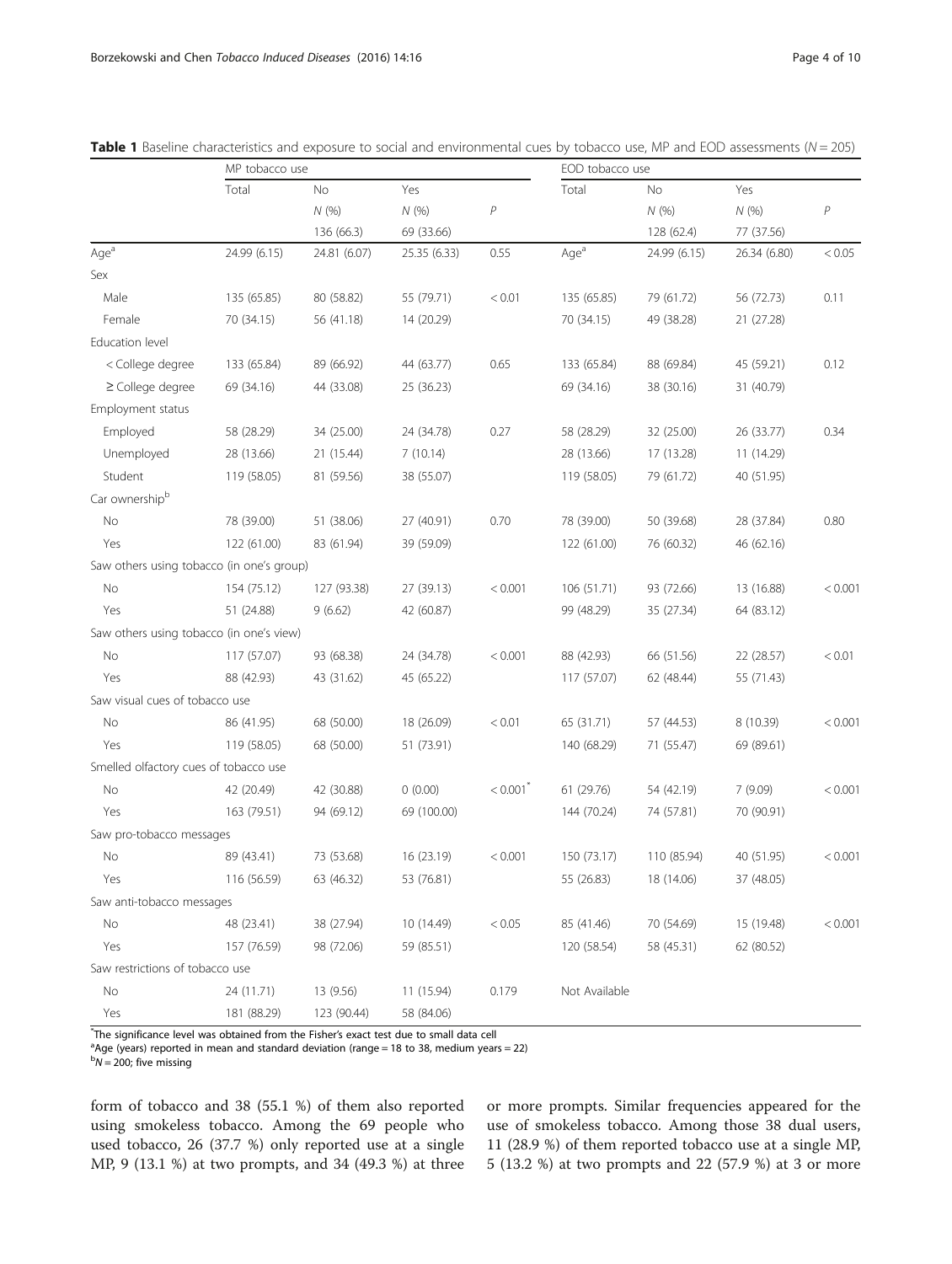**Table 1** Baseline characteristics and exposure to social and environmental cues by tobacco use, MP and EOD assessments (*N* = 205)

| | MP tobacco use | | | | EOD tobacco use | | | | |
|---|---|---|---|---|---|---|---|---|---|
| | Total | No | Yes | | | Total | No | Yes | |
| | | *N* (%) | *N* (%) | *P* | | | *N* (%) | *N* (%) | *P* |
| | | 136 (66.3) | 69 (33.66) | | | | 128 (62.4) | 77 (37.56) | |
| Age[a] | 24.99 (6.15) | 24.81 (6.07) | 25.35 (6.33) | 0.55 | Age[a] | 24.99 (6.15) | | 26.34 (6.80) | < 0.05 |
| Sex | | | | | | | | | |
| Male | 135 (65.85) | 80 (58.82) | 55 (79.71) | < 0.01 | | 135 (65.85) | 79 (61.72) | 56 (72.73) | 0.11 |
| Female | 70 (34.15) | 56 (41.18) | 14 (20.29) | | | 70 (34.15) | 49 (38.28) | 21 (27.28) | |
| Education level | | | | | | | | | |
| < College degree | 133 (65.84) | 89 (66.92) | 44 (63.77) | 0.65 | | 133 (65.84) | 88 (69.84) | 45 (59.21) | 0.12 |
| ≥ College degree | 69 (34.16) | 44 (33.08) | 25 (36.23) | | | 69 (34.16) | 38 (30.16) | 31 (40.79) | |
| Employment status | | | | | | | | | |
| Employed | 58 (28.29) | 34 (25.00) | 24 (34.78) | 0.27 | | 58 (28.29) | 32 (25.00) | 26 (33.77) | 0.34 |
| Unemployed | 28 (13.66) | 21 (15.44) | 7 (10.14) | | | 28 (13.66) | 17 (13.28) | 11 (14.29) | |
| Student | 119 (58.05) | 81 (59.56) | 38 (55.07) | | | 119 (58.05) | 79 (61.72) | 40 (51.95) | |
| Car ownership[b] | | | | | | | | | |
| No | 78 (39.00) | 51 (38.06) | 27 (40.91) | 0.70 | | 78 (39.00) | 50 (39.68) | 28 (37.84) | 0.80 |
| Yes | 122 (61.00) | 83 (61.94) | 39 (59.09) | | | 122 (61.00) | 76 (60.32) | 46 (62.16) | |
| Saw others using tobacco (in one's group) | | | | | | | | | |
| No | 154 (75.12) | 127 (93.38) | 27 (39.13) | < 0.001 | | 106 (51.71) | 93 (72.66) | 13 (16.88) | < 0.001 |
| Yes | 51 (24.88) | 9 (6.62) | 42 (60.87) | | | 99 (48.29) | 35 (27.34) | 64 (83.12) | |
| Saw others using tobacco (in one's view) | | | | | | | | | |
| No | 117 (57.07) | 93 (68.38) | 24 (34.78) | < 0.001 | | 88 (42.93) | 66 (51.56) | 22 (28.57) | < 0.01 |
| Yes | 88 (42.93) | 43 (31.62) | 45 (65.22) | | | 117 (57.07) | 62 (48.44) | 55 (71.43) | |
| Saw visual cues of tobacco use | | | | | | | | | |
| No | 86 (41.95) | 68 (50.00) | 18 (26.09) | < 0.01 | | 65 (31.71) | 57 (44.53) | 8 (10.39) | < 0.001 |
| Yes | 119 (58.05) | 68 (50.00) | 51 (73.91) | | | 140 (68.29) | 71 (55.47) | 69 (89.61) | |
| Smelled olfactory cues of tobacco use | | | | | | | | | |
| No | 42 (20.49) | 42 (30.88) | 0 (0.00) | < 0.001[*] | | 61 (29.76) | 54 (42.19) | 7 (9.09) | < 0.001 |
| Yes | 163 (79.51) | 94 (69.12) | 69 (100.00) | | | 144 (70.24) | 74 (57.81) | 70 (90.91) | |
| Saw pro-tobacco messages | | | | | | | | | |
| No | 89 (43.41) | 73 (53.68) | 16 (23.19) | < 0.001 | | 150 (73.17) | 110 (85.94) | 40 (51.95) | < 0.001 |
| Yes | 116 (56.59) | 63 (46.32) | 53 (76.81) | | | 55 (26.83) | 18 (14.06) | 37 (48.05) | |
| Saw anti-tobacco messages | | | | | | | | | |
| No | 48 (23.41) | 38 (27.94) | 10 (14.49) | < 0.05 | | 85 (41.46) | 70 (54.69) | 15 (19.48) | < 0.001 |
| Yes | 157 (76.59) | 98 (72.06) | 59 (85.51) | | | 120 (58.54) | 58 (45.31) | 62 (80.52) | |
| Saw restrictions of tobacco use | | | | | | | | | |
| No | 24 (11.71) | 13 (9.56) | 11 (15.94) | 0.179 | | Not Available | | | |
| Yes | 181 (88.29) | 123 (90.44) | 58 (84.06) | | | | | | |

[*]The significance level was obtained from the Fisher's exact test due to small data cell
[a]Age (years) reported in mean and standard deviation (range = 18 to 38, medium years = 22)
[b]*N* = 200; five missing

form of tobacco and 38 (55.1 %) of them also reported using smokeless tobacco. Among the 69 people who used tobacco, 26 (37.7 %) only reported use at a single MP, 9 (13.1 %) at two prompts, and 34 (49.3 %) at three or more prompts. Similar frequencies appeared for the use of smokeless tobacco. Among those 38 dual users, 11 (28.9 %) of them reported tobacco use at a single MP, 5 (13.2 %) at two prompts and 22 (57.9 %) at 3 or more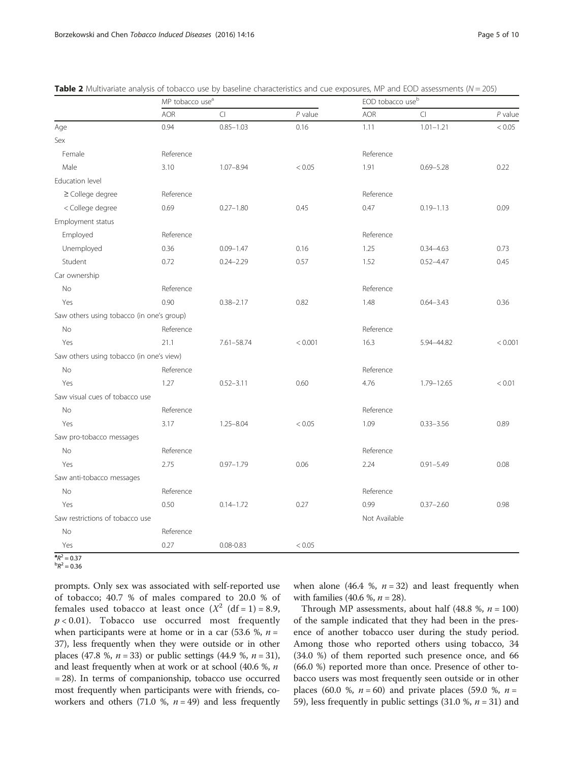**Table 2** Multivariate analysis of tobacco use by baseline characteristics and cue exposures, MP and EOD assessments ($N = 205$)

| | MP tobacco use[a] | | | EOD tobacco use[b] | | |
|---|---|---|---|---|---|---|
| | AOR | CI | $P$ value | AOR | CI | $P$ value |
| Age | 0.94 | 0.85–1.03 | 0.16 | 1.11 | 1.01–1.21 | < 0.05 |
| Sex | | | | | | |
| Female | Reference | | | Reference | | |
| Male | 3.10 | 1.07–8.94 | < 0.05 | 1.91 | 0.69–5.28 | 0.22 |
| Education level | | | | | | |
| ≥ College degree | Reference | | | Reference | | |
| < College degree | 0.69 | 0.27–1.80 | 0.45 | 0.47 | 0.19–1.13 | 0.09 |
| Employment status | | | | | | |
| Employed | Reference | | | Reference | | |
| Unemployed | 0.36 | 0.09–1.47 | 0.16 | 1.25 | 0.34–4.63 | 0.73 |
| Student | 0.72 | 0.24–2.29 | 0.57 | 1.52 | 0.52–4.47 | 0.45 |
| Car ownership | | | | | | |
| No | Reference | | | Reference | | |
| Yes | 0.90 | 0.38–2.17 | 0.82 | 1.48 | 0.64–3.43 | 0.36 |
| Saw others using tobacco (in one's group) | | | | | | |
| No | Reference | | | Reference | | |
| Yes | 21.1 | 7.61–58.74 | < 0.001 | 16.3 | 5.94–44.82 | < 0.001 |
| Saw others using tobacco (in one's view) | | | | | | |
| No | Reference | | | Reference | | |
| Yes | 1.27 | 0.52–3.11 | 0.60 | 4.76 | 1.79–12.65 | < 0.01 |
| Saw visual cues of tobacco use | | | | | | |
| No | Reference | | | Reference | | |
| Yes | 3.17 | 1.25–8.04 | < 0.05 | 1.09 | 0.33–3.56 | 0.89 |
| Saw pro-tobacco messages | | | | | | |
| No | Reference | | | Reference | | |
| Yes | 2.75 | 0.97–1.79 | 0.06 | 2.24 | 0.91–5.49 | 0.08 |
| Saw anti-tobacco messages | | | | | | |
| No | Reference | | | Reference | | |
| Yes | 0.50 | 0.14–1.72 | 0.27 | 0.99 | 0.37–2.60 | 0.98 |
| Saw restrictions of tobacco use | | | | Not Available | | |
| No | Reference | | | | | |
| Yes | 0.27 | 0.08-0.83 | < 0.05 | | | |

[a]$R^2 = 0.37$
[b]$R^2 = 0.36$

prompts. Only sex was associated with self-reported use of tobacco; 40.7 % of males compared to 20.0 % of females used tobacco at least once ($X^2$ (df = 1) = 8.9, $p < 0.01$). Tobacco use occurred most frequently when participants were at home or in a car (53.6 %, $n$ = 37), less frequently when they were outside or in other places (47.8 %, $n = 33$) or public settings (44.9 %, $n = 31$), and least frequently when at work or at school (40.6 %, $n$ = 28). In terms of companionship, tobacco use occurred most frequently when participants were with friends, co-workers and others (71.0 %, $n = 49$) and less frequently when alone (46.4 %, $n = 32$) and least frequently when with families (40.6 %, $n = 28$).

Through MP assessments, about half (48.8 %, $n = 100$) of the sample indicated that they had been in the presence of another tobacco user during the study period. Among those who reported others using tobacco, 34 (34.0 %) of them reported such presence once, and 66 (66.0 %) reported more than once. Presence of other tobacco users was most frequently seen outside or in other places (60.0 %, $n = 60$) and private places (59.0 %, $n$ = 59), less frequently in public settings (31.0 %, $n = 31$) and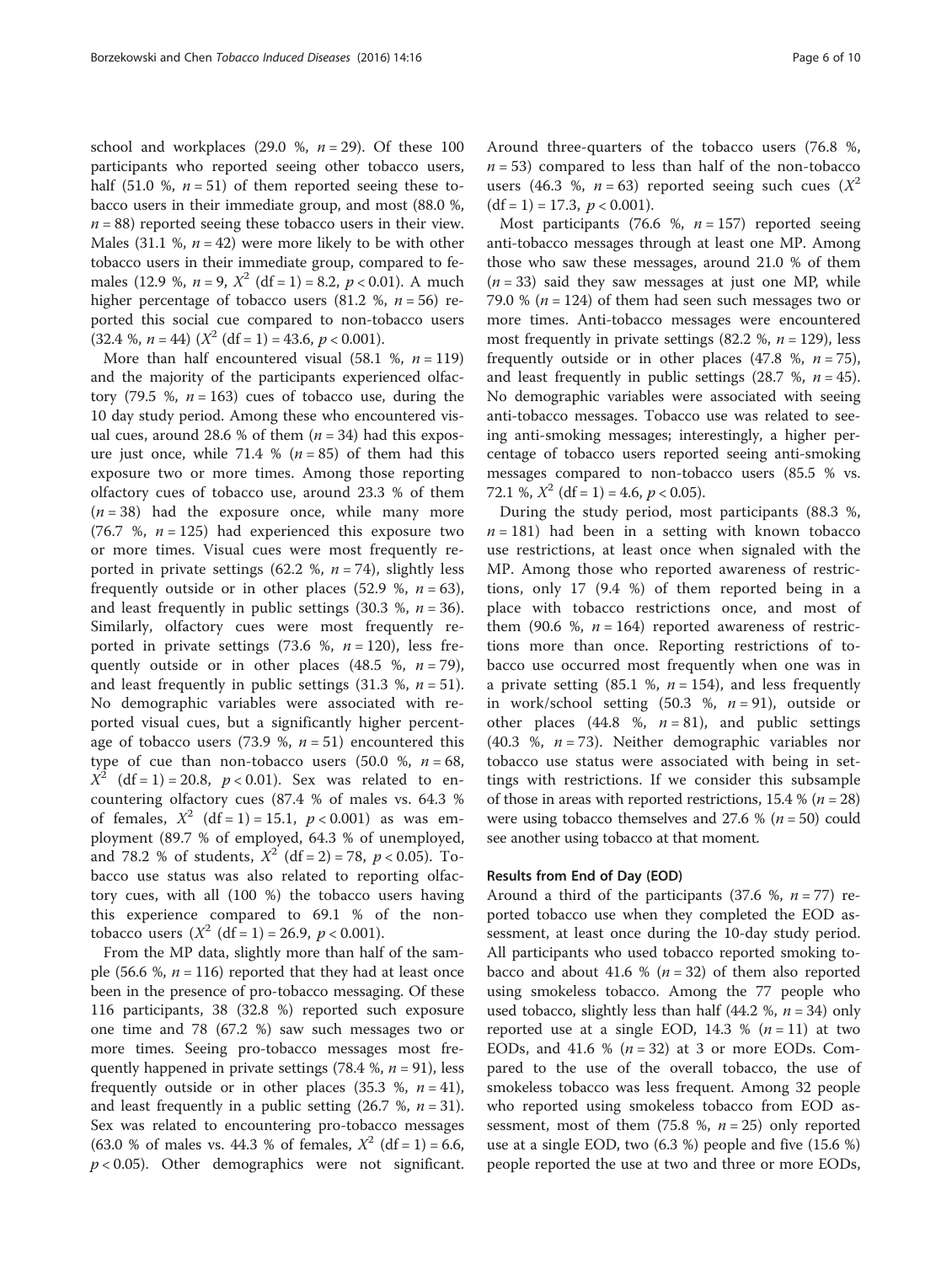school and workplaces (29.0 %, $n = 29$). Of these 100 participants who reported seeing other tobacco users, half (51.0 %, $n = 51$) of them reported seeing these tobacco users in their immediate group, and most (88.0 %, $n = 88$) reported seeing these tobacco users in their view. Males (31.1 %, $n = 42$) were more likely to be with other tobacco users in their immediate group, compared to females (12.9 %, $n = 9$, $X^2$ (df = 1) = 8.2, $p < 0.01$). A much higher percentage of tobacco users (81.2 %, $n = 56$) reported this social cue compared to non-tobacco users (32.4 %, $n = 44$) ($X^2$ (df = 1) = 43.6, $p < 0.001$).

More than half encountered visual (58.1 %, $n = 119$) and the majority of the participants experienced olfactory (79.5 %, $n = 163$) cues of tobacco use, during the 10 day study period. Among these who encountered visual cues, around 28.6 % of them ($n = 34$) had this exposure just once, while 71.4 % ($n = 85$) of them had this exposure two or more times. Among those reporting olfactory cues of tobacco use, around 23.3 % of them ($n = 38$) had the exposure once, while many more (76.7 %, $n = 125$) had experienced this exposure two or more times. Visual cues were most frequently reported in private settings (62.2 %, $n = 74$), slightly less frequently outside or in other places (52.9 %, $n = 63$), and least frequently in public settings (30.3 %, $n = 36$). Similarly, olfactory cues were most frequently reported in private settings (73.6 %, $n = 120$), less frequently outside or in other places (48.5 %, $n = 79$), and least frequently in public settings (31.3 %, $n = 51$). No demographic variables were associated with reported visual cues, but a significantly higher percentage of tobacco users (73.9 %, $n = 51$) encountered this type of cue than non-tobacco users (50.0 %, $n = 68$, $X^2$ (df = 1) = 20.8, $p < 0.01$). Sex was related to encountering olfactory cues (87.4 % of males vs. 64.3 % of females, $X^2$ (df = 1) = 15.1, $p < 0.001$) as was employment (89.7 % of employed, 64.3 % of unemployed, and 78.2 % of students, $X^2$ (df = 2) = 78, $p < 0.05$). Tobacco use status was also related to reporting olfactory cues, with all (100 %) the tobacco users having this experience compared to 69.1 % of the non-tobacco users ($X^2$ (df = 1) = 26.9, $p < 0.001$).

From the MP data, slightly more than half of the sample (56.6 %, $n = 116$) reported that they had at least once been in the presence of pro-tobacco messaging. Of these 116 participants, 38 (32.8 %) reported such exposure one time and 78 (67.2 %) saw such messages two or more times. Seeing pro-tobacco messages most frequently happened in private settings (78.4 %, $n = 91$), less frequently outside or in other places (35.3 %, $n = 41$), and least frequently in a public setting (26.7 %, $n = 31$). Sex was related to encountering pro-tobacco messages (63.0 % of males vs. 44.3 % of females, $X^2$ (df = 1) = 6.6, $p < 0.05$). Other demographics were not significant. Around three-quarters of the tobacco users (76.8 %, $n = 53$) compared to less than half of the non-tobacco users (46.3 %, $n = 63$) reported seeing such cues ($X^2$ (df = 1) = 17.3, $p < 0.001$).

Most participants (76.6 %, $n = 157$) reported seeing anti-tobacco messages through at least one MP. Among those who saw these messages, around 21.0 % of them ($n = 33$) said they saw messages at just one MP, while 79.0 % ($n = 124$) of them had seen such messages two or more times. Anti-tobacco messages were encountered most frequently in private settings (82.2 %, $n = 129$), less frequently outside or in other places (47.8 %, $n = 75$), and least frequently in public settings (28.7 %, $n = 45$). No demographic variables were associated with seeing anti-tobacco messages. Tobacco use was related to seeing anti-smoking messages; interestingly, a higher percentage of tobacco users reported seeing anti-smoking messages compared to non-tobacco users (85.5 % vs. 72.1 %, $X^2$ (df = 1) = 4.6, $p < 0.05$).

During the study period, most participants (88.3 %, $n = 181$) had been in a setting with known tobacco use restrictions, at least once when signaled with the MP. Among those who reported awareness of restrictions, only 17 (9.4 %) of them reported being in a place with tobacco restrictions once, and most of them (90.6 %, $n = 164$) reported awareness of restrictions more than once. Reporting restrictions of tobacco use occurred most frequently when one was in a private setting (85.1 %, $n = 154$), and less frequently in work/school setting (50.3 %, $n = 91$), outside or other places (44.8 %, $n = 81$), and public settings (40.3 %, $n = 73$). Neither demographic variables nor tobacco use status were associated with being in settings with restrictions. If we consider this subsample of those in areas with reported restrictions, 15.4 % ($n = 28$) were using tobacco themselves and 27.6 % ($n = 50$) could see another using tobacco at that moment.

#### Results from End of Day (EOD)

Around a third of the participants (37.6 %, $n = 77$) reported tobacco use when they completed the EOD assessment, at least once during the 10-day study period. All participants who used tobacco reported smoking tobacco and about 41.6 % ($n = 32$) of them also reported using smokeless tobacco. Among the 77 people who used tobacco, slightly less than half (44.2 %, $n = 34$) only reported use at a single EOD, 14.3 % ($n = 11$) at two EODs, and 41.6 % ($n = 32$) at 3 or more EODs. Compared to the use of the overall tobacco, the use of smokeless tobacco was less frequent. Among 32 people who reported using smokeless tobacco from EOD assessment, most of them (75.8 %, $n = 25$) only reported use at a single EOD, two (6.3 %) people and five (15.6 %) people reported the use at two and three or more EODs,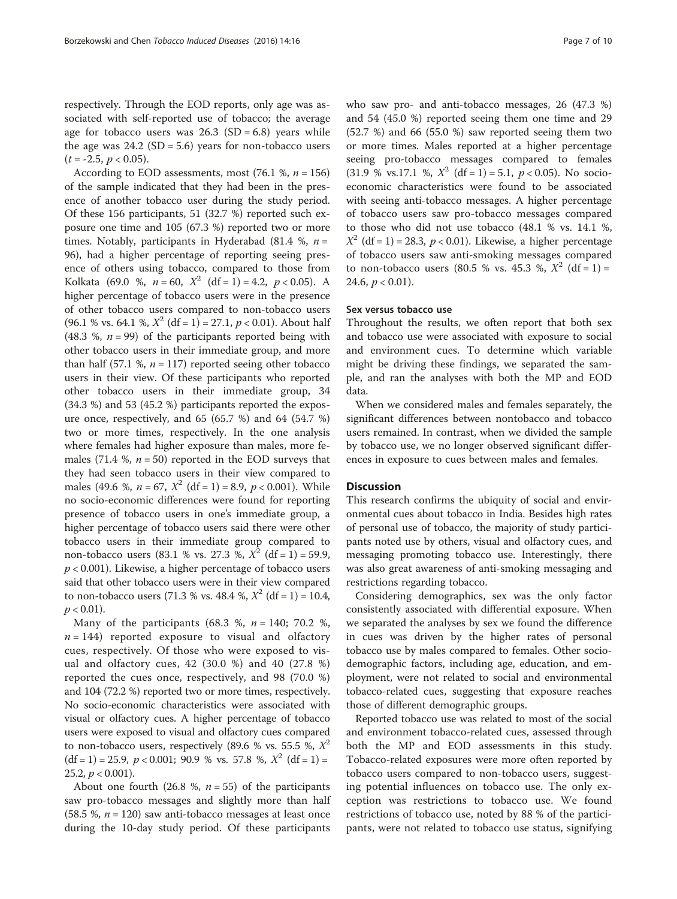respectively. Through the EOD reports, only age was associated with self-reported use of tobacco; the average age for tobacco users was 26.3 (SD = 6.8) years while the age was 24.2 (SD = 5.6) years for non-tobacco users ($t = -2.5$, $p < 0.05$).

According to EOD assessments, most (76.1 %, $n = 156$) of the sample indicated that they had been in the presence of another tobacco user during the study period. Of these 156 participants, 51 (32.7 %) reported such exposure one time and 105 (67.3 %) reported two or more times. Notably, participants in Hyderabad (81.4 %, $n = 96$), had a higher percentage of reporting seeing presence of others using tobacco, compared to those from Kolkata (69.0 %, $n = 60$, $X^2$ (df = 1) = 4.2, $p < 0.05$). A higher percentage of tobacco users were in the presence of other tobacco users compared to non-tobacco users (96.1 % vs. 64.1 %, $X^2$ (df = 1) = 27.1, $p < 0.01$). About half (48.3 %, $n = 99$) of the participants reported being with other tobacco users in their immediate group, and more than half (57.1 %, $n = 117$) reported seeing other tobacco users in their view. Of these participants who reported other tobacco users in their immediate group, 34 (34.3 %) and 53 (45.2 %) participants reported the exposure once, respectively, and 65 (65.7 %) and 64 (54.7 %) two or more times, respectively. In the one analysis where females had higher exposure than males, more females (71.4 %, $n = 50$) reported in the EOD surveys that they had seen tobacco users in their view compared to males (49.6 %, $n = 67$, $X^2$ (df = 1) = 8.9, $p < 0.001$). While no socio-economic differences were found for reporting presence of tobacco users in one's immediate group, a higher percentage of tobacco users said there were other tobacco users in their immediate group compared to non-tobacco users (83.1 % vs. 27.3 %, $X^2$ (df = 1) = 59.9, $p < 0.001$). Likewise, a higher percentage of tobacco users said that other tobacco users were in their view compared to non-tobacco users (71.3 % vs. 48.4 %, $X^2$ (df = 1) = 10.4, $p < 0.01$).

Many of the participants (68.3 %, $n = 140$; 70.2 %, $n = 144$) reported exposure to visual and olfactory cues, respectively. Of those who were exposed to visual and olfactory cues, 42 (30.0 %) and 40 (27.8 %) reported the cues once, respectively, and 98 (70.0 %) and 104 (72.2 %) reported two or more times, respectively. No socio-economic characteristics were associated with visual or olfactory cues. A higher percentage of tobacco users were exposed to visual and olfactory cues compared to non-tobacco users, respectively (89.6 % vs. 55.5 %, $X^2$ (df = 1) = 25.9, $p < 0.001$; 90.9 % vs. 57.8 %, $X^2$ (df = 1) = 25.2, $p < 0.001$).

About one fourth (26.8 %, $n = 55$) of the participants saw pro-tobacco messages and slightly more than half (58.5 %, $n = 120$) saw anti-tobacco messages at least once during the 10-day study period. Of these participants who saw pro- and anti-tobacco messages, 26 (47.3 %) and 54 (45.0 %) reported seeing them one time and 29 (52.7 %) and 66 (55.0 %) saw reported seeing them two or more times. Males reported at a higher percentage seeing pro-tobacco messages compared to females (31.9 % vs.17.1 %, $X^2$ (df = 1) = 5.1, $p < 0.05$). No socioeconomic characteristics were found to be associated with seeing anti-tobacco messages. A higher percentage of tobacco users saw pro-tobacco messages compared to those who did not use tobacco (48.1 % vs. 14.1 %, $X^2$ (df = 1) = 28.3, $p < 0.01$). Likewise, a higher percentage of tobacco users saw anti-smoking messages compared to non-tobacco users (80.5 % vs. 45.3 %, $X^2$ (df = 1) = 24.6, $p < 0.01$).

### Sex versus tobacco use

Throughout the results, we often report that both sex and tobacco use were associated with exposure to social and environment cues. To determine which variable might be driving these findings, we separated the sample, and ran the analyses with both the MP and EOD data.

When we considered males and females separately, the significant differences between nontobacco and tobacco users remained. In contrast, when we divided the sample by tobacco use, we no longer observed significant differences in exposure to cues between males and females.

## Discussion

This research confirms the ubiquity of social and environmental cues about tobacco in India. Besides high rates of personal use of tobacco, the majority of study participants noted use by others, visual and olfactory cues, and messaging promoting tobacco use. Interestingly, there was also great awareness of anti-smoking messaging and restrictions regarding tobacco.

Considering demographics, sex was the only factor consistently associated with differential exposure. When we separated the analyses by sex we found the difference in cues was driven by the higher rates of personal tobacco use by males compared to females. Other sociodemographic factors, including age, education, and employment, were not related to social and environmental tobacco-related cues, suggesting that exposure reaches those of different demographic groups.

Reported tobacco use was related to most of the social and environment tobacco-related cues, assessed through both the MP and EOD assessments in this study. Tobacco-related exposures were more often reported by tobacco users compared to non-tobacco users, suggesting potential influences on tobacco use. The only exception was restrictions to tobacco use. We found restrictions of tobacco use, noted by 88 % of the participants, were not related to tobacco use status, signifying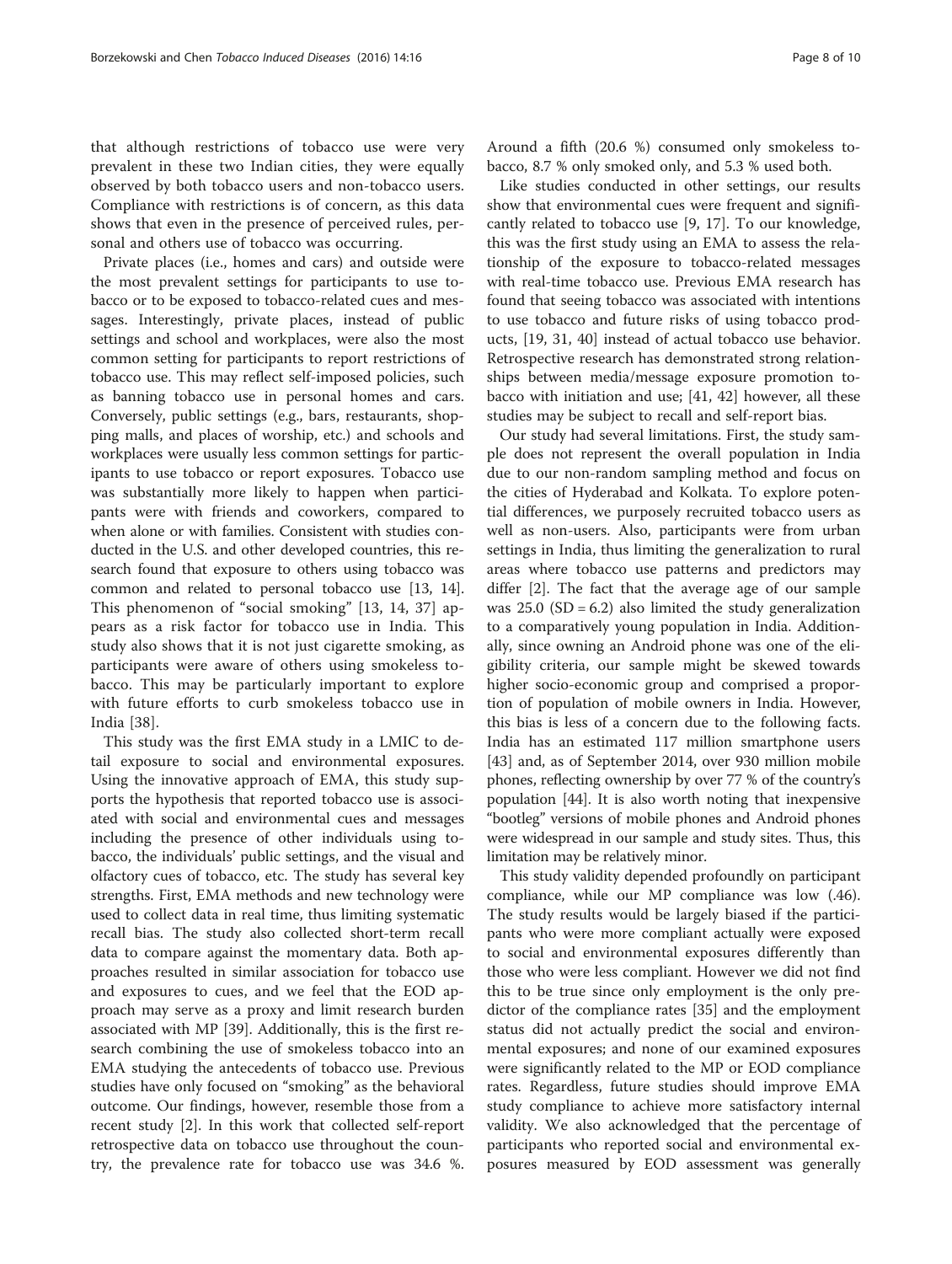that although restrictions of tobacco use were very prevalent in these two Indian cities, they were equally observed by both tobacco users and non-tobacco users. Compliance with restrictions is of concern, as this data shows that even in the presence of perceived rules, personal and others use of tobacco was occurring.

Private places (i.e., homes and cars) and outside were the most prevalent settings for participants to use tobacco or to be exposed to tobacco-related cues and messages. Interestingly, private places, instead of public settings and school and workplaces, were also the most common setting for participants to report restrictions of tobacco use. This may reflect self-imposed policies, such as banning tobacco use in personal homes and cars. Conversely, public settings (e.g., bars, restaurants, shopping malls, and places of worship, etc.) and schools and workplaces were usually less common settings for participants to use tobacco or report exposures. Tobacco use was substantially more likely to happen when participants were with friends and coworkers, compared to when alone or with families. Consistent with studies conducted in the U.S. and other developed countries, this research found that exposure to others using tobacco was common and related to personal tobacco use [13, 14]. This phenomenon of "social smoking" [13, 14, 37] appears as a risk factor for tobacco use in India. This study also shows that it is not just cigarette smoking, as participants were aware of others using smokeless tobacco. This may be particularly important to explore with future efforts to curb smokeless tobacco use in India [38].

This study was the first EMA study in a LMIC to detail exposure to social and environmental exposures. Using the innovative approach of EMA, this study supports the hypothesis that reported tobacco use is associated with social and environmental cues and messages including the presence of other individuals using tobacco, the individuals' public settings, and the visual and olfactory cues of tobacco, etc. The study has several key strengths. First, EMA methods and new technology were used to collect data in real time, thus limiting systematic recall bias. The study also collected short-term recall data to compare against the momentary data. Both approaches resulted in similar association for tobacco use and exposures to cues, and we feel that the EOD approach may serve as a proxy and limit research burden associated with MP [39]. Additionally, this is the first research combining the use of smokeless tobacco into an EMA studying the antecedents of tobacco use. Previous studies have only focused on "smoking" as the behavioral outcome. Our findings, however, resemble those from a recent study [2]. In this work that collected self-report retrospective data on tobacco use throughout the country, the prevalence rate for tobacco use was 34.6 %. Around a fifth (20.6 %) consumed only smokeless tobacco, 8.7 % only smoked only, and 5.3 % used both.

Like studies conducted in other settings, our results show that environmental cues were frequent and significantly related to tobacco use [9, 17]. To our knowledge, this was the first study using an EMA to assess the relationship of the exposure to tobacco-related messages with real-time tobacco use. Previous EMA research has found that seeing tobacco was associated with intentions to use tobacco and future risks of using tobacco products, [19, 31, 40] instead of actual tobacco use behavior. Retrospective research has demonstrated strong relationships between media/message exposure promotion tobacco with initiation and use; [41, 42] however, all these studies may be subject to recall and self-report bias.

Our study had several limitations. First, the study sample does not represent the overall population in India due to our non-random sampling method and focus on the cities of Hyderabad and Kolkata. To explore potential differences, we purposely recruited tobacco users as well as non-users. Also, participants were from urban settings in India, thus limiting the generalization to rural areas where tobacco use patterns and predictors may differ [2]. The fact that the average age of our sample was 25.0 (SD = 6.2) also limited the study generalization to a comparatively young population in India. Additionally, since owning an Android phone was one of the eligibility criteria, our sample might be skewed towards higher socio-economic group and comprised a proportion of population of mobile owners in India. However, this bias is less of a concern due to the following facts. India has an estimated 117 million smartphone users [43] and, as of September 2014, over 930 million mobile phones, reflecting ownership by over 77 % of the country's population [44]. It is also worth noting that inexpensive "bootleg" versions of mobile phones and Android phones were widespread in our sample and study sites. Thus, this limitation may be relatively minor.

This study validity depended profoundly on participant compliance, while our MP compliance was low (.46). The study results would be largely biased if the participants who were more compliant actually were exposed to social and environmental exposures differently than those who were less compliant. However we did not find this to be true since only employment is the only predictor of the compliance rates [35] and the employment status did not actually predict the social and environmental exposures; and none of our examined exposures were significantly related to the MP or EOD compliance rates. Regardless, future studies should improve EMA study compliance to achieve more satisfactory internal validity. We also acknowledged that the percentage of participants who reported social and environmental exposures measured by EOD assessment was generally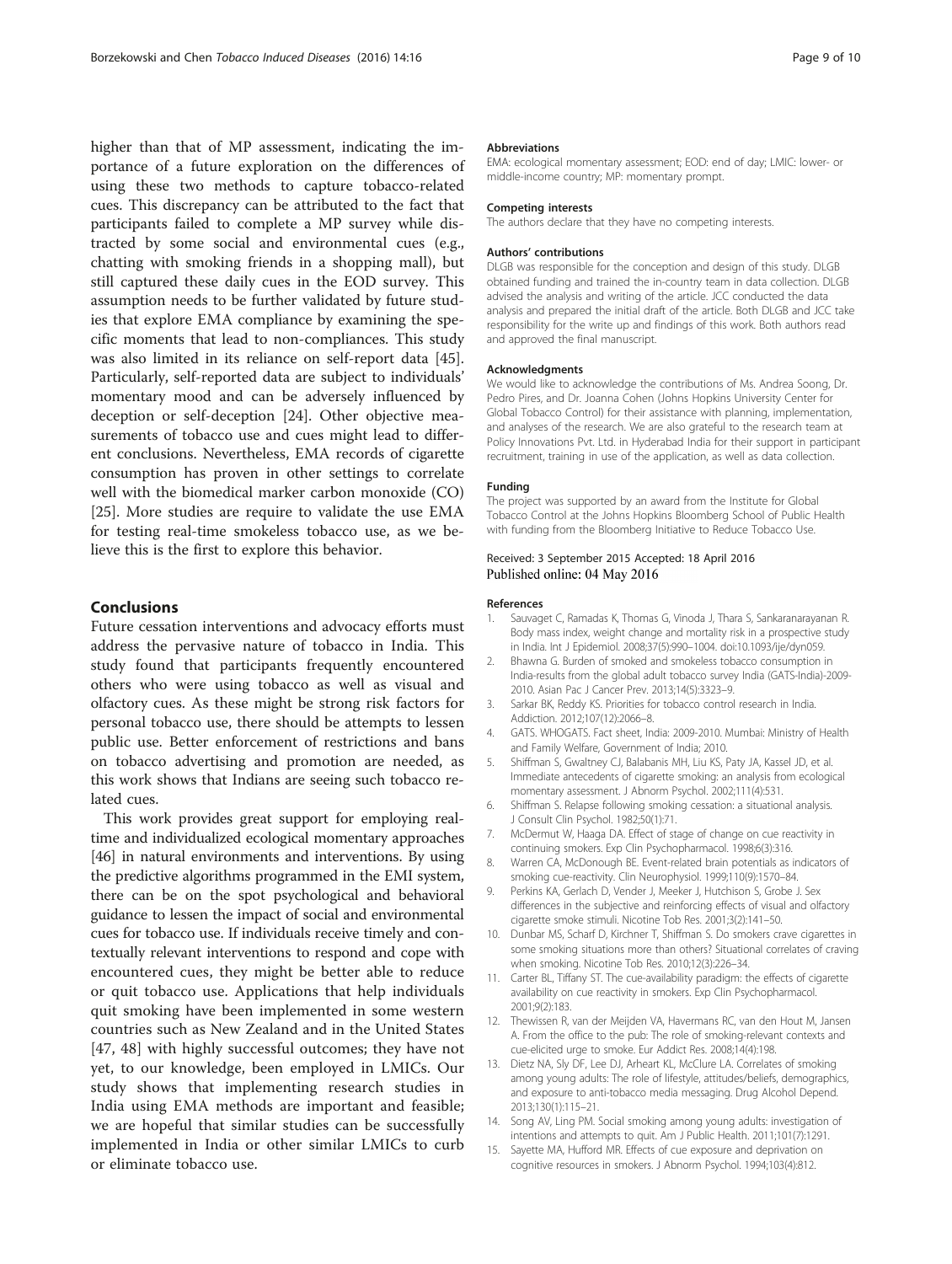higher than that of MP assessment, indicating the importance of a future exploration on the differences of using these two methods to capture tobacco-related cues. This discrepancy can be attributed to the fact that participants failed to complete a MP survey while distracted by some social and environmental cues (e.g., chatting with smoking friends in a shopping mall), but still captured these daily cues in the EOD survey. This assumption needs to be further validated by future studies that explore EMA compliance by examining the specific moments that lead to non-compliances. This study was also limited in its reliance on self-report data [45]. Particularly, self-reported data are subject to individuals' momentary mood and can be adversely influenced by deception or self-deception [24]. Other objective measurements of tobacco use and cues might lead to different conclusions. Nevertheless, EMA records of cigarette consumption has proven in other settings to correlate well with the biomedical marker carbon monoxide (CO) [25]. More studies are require to validate the use EMA for testing real-time smokeless tobacco use, as we believe this is the first to explore this behavior.

## Conclusions

Future cessation interventions and advocacy efforts must address the pervasive nature of tobacco in India. This study found that participants frequently encountered others who were using tobacco as well as visual and olfactory cues. As these might be strong risk factors for personal tobacco use, there should be attempts to lessen public use. Better enforcement of restrictions and bans on tobacco advertising and promotion are needed, as this work shows that Indians are seeing such tobacco related cues.

This work provides great support for employing real-time and individualized ecological momentary approaches [46] in natural environments and interventions. By using the predictive algorithms programmed in the EMI system, there can be on the spot psychological and behavioral guidance to lessen the impact of social and environmental cues for tobacco use. If individuals receive timely and contextually relevant interventions to respond and cope with encountered cues, they might be better able to reduce or quit tobacco use. Applications that help individuals quit smoking have been implemented in some western countries such as New Zealand and in the United States [47, 48] with highly successful outcomes; they have not yet, to our knowledge, been employed in LMICs. Our study shows that implementing research studies in India using EMA methods are important and feasible; we are hopeful that similar studies can be successfully implemented in India or other similar LMICs to curb or eliminate tobacco use.

#### Abbreviations

EMA: ecological momentary assessment; EOD: end of day; LMIC: lower- or middle-income country; MP: momentary prompt.

#### Competing interests

The authors declare that they have no competing interests.

#### Authors' contributions

DLGB was responsible for the conception and design of this study. DLGB obtained funding and trained the in-country team in data collection. DLGB advised the analysis and writing of the article. JCC conducted the data analysis and prepared the initial draft of the article. Both DLGB and JCC take responsibility for the write up and findings of this work. Both authors read and approved the final manuscript.

#### Acknowledgments

We would like to acknowledge the contributions of Ms. Andrea Soong, Dr. Pedro Pires, and Dr. Joanna Cohen (Johns Hopkins University Center for Global Tobacco Control) for their assistance with planning, implementation, and analyses of the research. We are also grateful to the research team at Policy Innovations Pvt. Ltd. in Hyderabad India for their support in participant recruitment, training in use of the application, as well as data collection.

#### Funding

The project was supported by an award from the Institute for Global Tobacco Control at the Johns Hopkins Bloomberg School of Public Health with funding from the Bloomberg Initiative to Reduce Tobacco Use.

Received: 3 September 2015 Accepted: 18 April 2016
Published online: 04 May 2016

#### References

1. Sauvaget C, Ramadas K, Thomas G, Vinoda J, Thara S, Sankaranarayanan R. Body mass index, weight change and mortality risk in a prospective study in India. Int J Epidemiol. 2008;37(5):990–1004. doi:10.1093/ije/dyn059.
2. Bhawna G. Burden of smoked and smokeless tobacco consumption in India-results from the global adult tobacco survey India (GATS-India)-2009-2010. Asian Pac J Cancer Prev. 2013;14(5):3323–9.
3. Sarkar BK, Reddy KS. Priorities for tobacco control research in India. Addiction. 2012;107(12):2066–8.
4. GATS. WHOGATS. Fact sheet, India: 2009-2010. Mumbai: Ministry of Health and Family Welfare, Government of India; 2010.
5. Shiffman S, Gwaltney CJ, Balabanis MH, Liu KS, Paty JA, Kassel JD, et al. Immediate antecedents of cigarette smoking: an analysis from ecological momentary assessment. J Abnorm Psychol. 2002;111(4):531.
6. Shiffman S. Relapse following smoking cessation: a situational analysis. J Consult Clin Psychol. 1982;50(1):71.
7. McDermut W, Haaga DA. Effect of stage of change on cue reactivity in continuing smokers. Exp Clin Psychopharmacol. 1998;6(3):316.
8. Warren CA, McDonough BE. Event-related brain potentials as indicators of smoking cue-reactivity. Clin Neurophysiol. 1999;110(9):1570–84.
9. Perkins KA, Gerlach D, Vender J, Meeker J, Hutchison S, Grobe J. Sex differences in the subjective and reinforcing effects of visual and olfactory cigarette smoke stimuli. Nicotine Tob Res. 2001;3(2):141–50.
10. Dunbar MS, Scharf D, Kirchner T, Shiffman S. Do smokers crave cigarettes in some smoking situations more than others? Situational correlates of craving when smoking. Nicotine Tob Res. 2010;12(3):226–34.
11. Carter BL, Tiffany ST. The cue-availability paradigm: the effects of cigarette availability on cue reactivity in smokers. Exp Clin Psychopharmacol. 2001;9(2):183.
12. Thewissen R, van der Meijden VA, Havermans RC, van den Hout M, Jansen A. From the office to the pub: The role of smoking-relevant contexts and cue-elicited urge to smoke. Eur Addict Res. 2008;14(4):198.
13. Dietz NA, Sly DF, Lee DJ, Arheart KL, McClure LA. Correlates of smoking among young adults: The role of lifestyle, attitudes/beliefs, demographics, and exposure to anti-tobacco media messaging. Drug Alcohol Depend. 2013;130(1):115–21.
14. Song AV, Ling PM. Social smoking among young adults: investigation of intentions and attempts to quit. Am J Public Health. 2011;101(7):1291.
15. Sayette MA, Hufford MR. Effects of cue exposure and deprivation on cognitive resources in smokers. J Abnorm Psychol. 1994;103(4):812.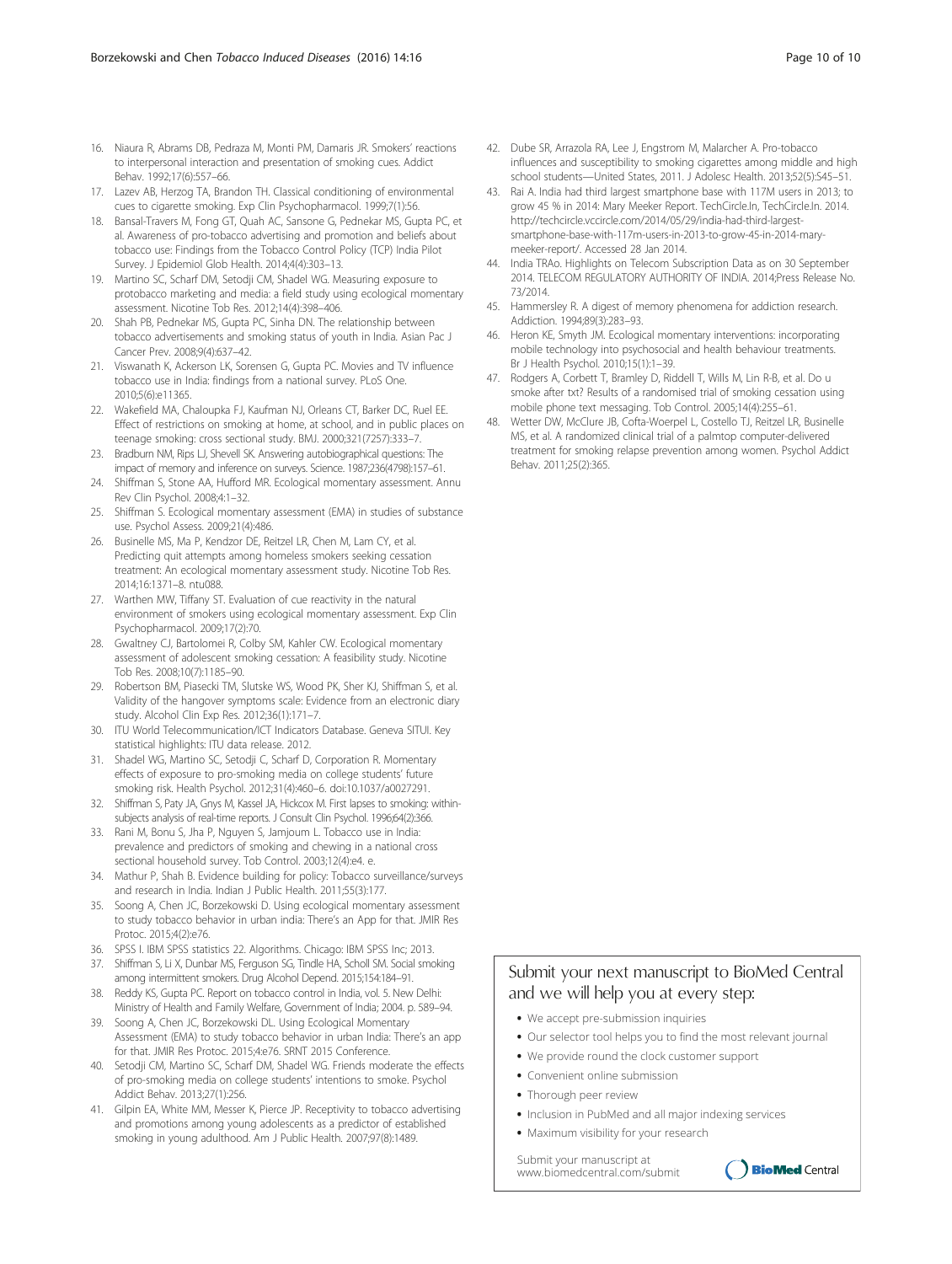16. Niaura R, Abrams DB, Pedraza M, Monti PM, Damaris JR. Smokers' reactions to interpersonal interaction and presentation of smoking cues. Addict Behav. 1992;17(6):557–66.
17. Lazev AB, Herzog TA, Brandon TH. Classical conditioning of environmental cues to cigarette smoking. Exp Clin Psychopharmacol. 1999;7(1):56.
18. Bansal-Travers M, Fong GT, Quah AC, Sansone G, Pednekar MS, Gupta PC, et al. Awareness of pro-tobacco advertising and promotion and beliefs about tobacco use: Findings from the Tobacco Control Policy (TCP) India Pilot Survey. J Epidemiol Glob Health. 2014;4(4):303–13.
19. Martino SC, Scharf DM, Setodji CM, Shadel WG. Measuring exposure to protobacco marketing and media: a field study using ecological momentary assessment. Nicotine Tob Res. 2012;14(4):398–406.
20. Shah PB, Pednekar MS, Gupta PC, Sinha DN. The relationship between tobacco advertisements and smoking status of youth in India. Asian Pac J Cancer Prev. 2008;9(4):637–42.
21. Viswanath K, Ackerson LK, Sorensen G, Gupta PC. Movies and TV influence tobacco use in India: findings from a national survey. PLoS One. 2010;5(6):e11365.
22. Wakefield MA, Chaloupka FJ, Kaufman NJ, Orleans CT, Barker DC, Ruel EE. Effect of restrictions on smoking at home, at school, and in public places on teenage smoking: cross sectional study. BMJ. 2000;321(7257):333–7.
23. Bradburn NM, Rips LJ, Shevell SK. Answering autobiographical questions: The impact of memory and inference on surveys. Science. 1987;236(4798):157–61.
24. Shiffman S, Stone AA, Hufford MR. Ecological momentary assessment. Annu Rev Clin Psychol. 2008;4:1–32.
25. Shiffman S. Ecological momentary assessment (EMA) in studies of substance use. Psychol Assess. 2009;21(4):486.
26. Businelle MS, Ma P, Kendzor DE, Reitzel LR, Chen M, Lam CY, et al. Predicting quit attempts among homeless smokers seeking cessation treatment: An ecological momentary assessment study. Nicotine Tob Res. 2014;16:1371–8. ntu088.
27. Warthen MW, Tiffany ST. Evaluation of cue reactivity in the natural environment of smokers using ecological momentary assessment. Exp Clin Psychopharmacol. 2009;17(2):70.
28. Gwaltney CJ, Bartolomei R, Colby SM, Kahler CW. Ecological momentary assessment of adolescent smoking cessation: A feasibility study. Nicotine Tob Res. 2008;10(7):1185–90.
29. Robertson BM, Piasecki TM, Slutske WS, Wood PK, Sher KJ, Shiffman S, et al. Validity of the hangover symptoms scale: Evidence from an electronic diary study. Alcohol Clin Exp Res. 2012;36(1):171–7.
30. ITU World Telecommunication/ICT Indicators Database. Geneva SITUI. Key statistical highlights: ITU data release. 2012.
31. Shadel WG, Martino SC, Setodji C, Scharf D, Corporation R. Momentary effects of exposure to pro-smoking media on college students' future smoking risk. Health Psychol. 2012;31(4):460–6. doi:10.1037/a0027291.
32. Shiffman S, Paty JA, Gnys M, Kassel JA, Hickcox M. First lapses to smoking: within-subjects analysis of real-time reports. J Consult Clin Psychol. 1996;64(2):366.
33. Rani M, Bonu S, Jha P, Nguyen S, Jamjoum L. Tobacco use in India: prevalence and predictors of smoking and chewing in a national cross sectional household survey. Tob Control. 2003;12(4):e4. e.
34. Mathur P, Shah B. Evidence building for policy: Tobacco surveillance/surveys and research in India. Indian J Public Health. 2011;55(3):177.
35. Soong A, Chen JC, Borzekowski D. Using ecological momentary assessment to study tobacco behavior in urban india: There's an App for that. JMIR Res Protoc. 2015;4(2):e76.
36. SPSS I. IBM SPSS statistics 22. Algorithms. Chicago: IBM SPSS Inc; 2013.
37. Shiffman S, Li X, Dunbar MS, Ferguson SG, Tindle HA, Scholl SM. Social smoking among intermittent smokers. Drug Alcohol Depend. 2015;154:184–91.
38. Reddy KS, Gupta PC. Report on tobacco control in India, vol. 5. New Delhi: Ministry of Health and Family Welfare, Government of India; 2004. p. 589–94.
39. Soong A, Chen JC, Borzekowski DL. Using Ecological Momentary Assessment (EMA) to study tobacco behavior in urban India: There's an app for that. JMIR Res Protoc. 2015;4:e76. SRNT 2015 Conference.
40. Setodji CM, Martino SC, Scharf DM, Shadel WG. Friends moderate the effects of pro-smoking media on college students' intentions to smoke. Psychol Addict Behav. 2013;27(1):256.
41. Gilpin EA, White MM, Messer K, Pierce JP. Receptivity to tobacco advertising and promotions among young adolescents as a predictor of established smoking in young adulthood. Am J Public Health. 2007;97(8):1489.
42. Dube SR, Arrazola RA, Lee J, Engstrom M, Malarcher A. Pro-tobacco influences and susceptibility to smoking cigarettes among middle and high school students—United States, 2011. J Adolesc Health. 2013;52(5):S45–51.
43. Rai A. India had third largest smartphone base with 117M users in 2013; to grow 45 % in 2014: Mary Meeker Report. TechCircle.In, TechCircle.In. 2014. http://techcircle.vccircle.com/2014/05/29/india-had-third-largest-smartphone-base-with-117m-users-in-2013-to-grow-45-in-2014-mary-meeker-report/. Accessed 28 Jan 2014.
44. India TRAo. Highlights on Telecom Subscription Data as on 30 September 2014. TELECOM REGULATORY AUTHORITY OF INDIA. 2014;Press Release No. 73/2014.
45. Hammersley R. A digest of memory phenomena for addiction research. Addiction. 1994;89(3):283–93.
46. Heron KE, Smyth JM. Ecological momentary interventions: incorporating mobile technology into psychosocial and health behaviour treatments. Br J Health Psychol. 2010;15(1):1–39.
47. Rodgers A, Corbett T, Bramley D, Riddell T, Wills M, Lin R-B, et al. Do u smoke after txt? Results of a randomised trial of smoking cessation using mobile phone text messaging. Tob Control. 2005;14(4):255–61.
48. Wetter DW, McClure JB, Cofta-Woerpel L, Costello TJ, Reitzel LR, Businelle MS, et al. A randomized clinical trial of a palmtop computer-delivered treatment for smoking relapse prevention among women. Psychol Addict Behav. 2011;25(2):365.

Submit your next manuscript to BioMed Central and we will help you at every step:

- We accept pre-submission inquiries
- Our selector tool helps you to find the most relevant journal
- We provide round the clock customer support
- Convenient online submission
- Thorough peer review
- Inclusion in PubMed and all major indexing services
- Maximum visibility for your research

Submit your manuscript at www.biomedcentral.com/submit

BioMed Central